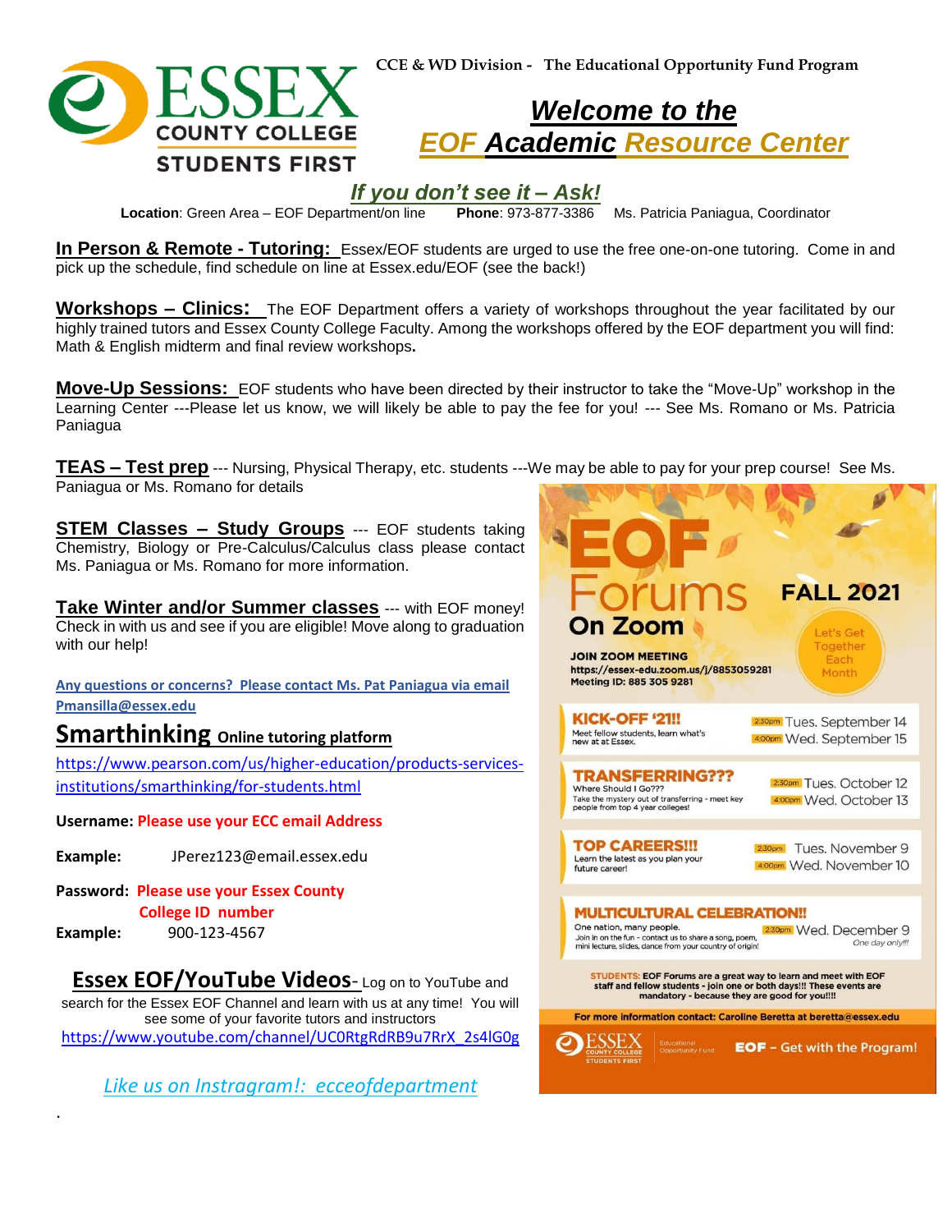CCE & WD Division - The Educational Opportunity Fund Program

ESSEX COUNTY COLLEGE
STUDENTS FIRST

# Welcome to the EOF Academic Resource Center

## *If you don't see it – Ask!*

**Location**: Green Area – EOF Department/on line **Phone**: 973-877-3386 Ms. Patricia Paniagua, Coordinator

**In Person & Remote - Tutoring:** Essex/EOF students are urged to use the free one-on-one tutoring. Come in and pick up the schedule, find schedule on line at Essex.edu/EOF (see the back!)

**Workshops – Clinics:** The EOF Department offers a variety of workshops throughout the year facilitated by our highly trained tutors and Essex County College Faculty. Among the workshops offered by the EOF department you will find: Math & English midterm and final review workshops**.**

**Move-Up Sessions:** EOF students who have been directed by their instructor to take the "Move-Up" workshop in the Learning Center ---Please let us know, we will likely be able to pay the fee for you! --- See Ms. Romano or Ms. Patricia Paniagua

**TEAS – Test prep** --- Nursing, Physical Therapy, etc. students ---We may be able to pay for your prep course! See Ms. Paniagua or Ms. Romano for details

**STEM Classes – Study Groups** --- EOF students taking Chemistry, Biology or Pre-Calculus/Calculus class please contact Ms. Paniagua or Ms. Romano for more information.

**Take Winter and/or Summer classes** --- with EOF money! Check in with us and see if you are eligible! Move along to graduation with our help!

**Any questions or concerns? Please contact Ms. Pat Paniagua via email Pmansilla@essex.edu**

## Smarthinking Online tutoring platform

https://www.pearson.com/us/higher-education/products-services-institutions/smarthinking/for-students.html

**Username:** Please use your ECC email Address

**Example:** JPerez123@email.essex.edu

**Password:** Please use your Essex County College ID number

**Example:** 900-123-4567

## Essex EOF/YouTube Videos- Log on to YouTube and search for the Essex EOF Channel and learn with us at any time! You will see some of your favorite tutors and instructors

https://www.youtube.com/channel/UC0RtgRdRB9u7RrX_2s4lG0g

*Like us on Instragram!: ecceofdepartment*

## EOF Forums On Zoom — FALL 2021

Let's Get Together Each Month

**JOIN ZOOM MEETING**
https://essex-edu.zoom.us/j/8853059281
Meeting ID: 885 305 9281

**KICK-OFF '21!!** Meet fellow students, learn what's new at at Essex.
2:30pm Tues. September 14
4:00pm Wed. September 15

**TRANSFERRING???** Where Should I Go??? Take the mystery out of transferring - meet key people from top 4 year colleges!
2:30pm Tues. October 12
4:00pm Wed. October 13

**TOP CAREERS!!!** Learn the latest as you plan your future career!
2:30pm Tues. November 9
4:00pm Wed. November 10

**MULTICULTURAL CELEBRATION!!** One nation, many people. Join in on the fun - contact us to share a song, poem, mini lecture, slides, dance from your country of origin!
2:30pm Wed. December 9
One day only!!

**STUDENTS:** EOF Forums are a great way to learn and meet with EOF staff and fellow students - join one or both days!!! These events are mandatory - because they are good for you!!!!

For more information contact: Caroline Beretta at beretta@essex.edu

ESSEX COUNTY COLLEGE STUDENTS FIRST | Educational Opportunity Fund | **EOF – Get with the Program!**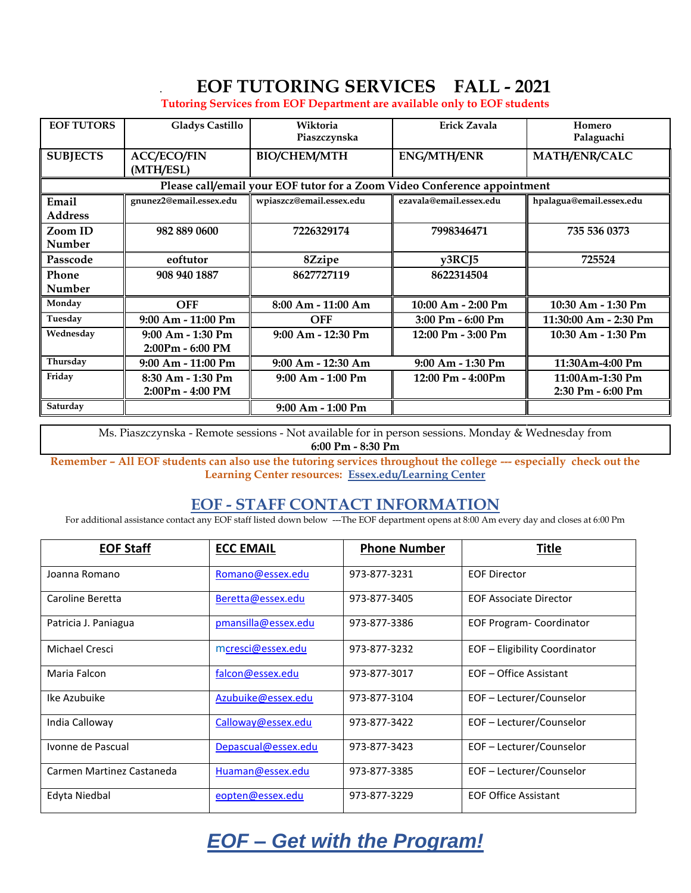# EOF TUTORING SERVICES FALL - 2021

**Tutoring Services from EOF Department are available only to EOF students**

| EOF TUTORS | Gladys Castillo | Wiktoria Piaszczynska | Erick Zavala | Homero Palaguachi |
|---|---|---|---|---|
| SUBJECTS | ACC/ECO/FIN (MTH/ESL) | BIO/CHEM/MTH | ENG/MTH/ENR | MATH/ENR/CALC |
| Please call/email your EOF tutor for a Zoom Video Conference appointment | | | | |
| Email Address | gnunez2@email.essex.edu | wpiaszcz@email.essex.edu | ezavala@email.essex.edu | hpalagua@email.essex.edu |
| Zoom ID Number | 982 889 0600 | 7226329174 | 7998346471 | 735 536 0373 |
| Passcode | eoftutor | 8Zzipe | y3RCJ5 | 725524 |
| Phone Number | 908 940 1887 | 8627727119 | 8622314504 | |
| Monday | OFF | 8:00 Am - 11:00 Am | 10:00 Am - 2:00 Pm | 10:30 Am - 1:30 Pm |
| Tuesday | 9:00 Am - 11:00 Pm | OFF | 3:00 Pm - 6:00 Pm | 11:30:00 Am - 2:30 Pm |
| Wednesday | 9:00 Am - 1:30 Pm<br>2:00Pm - 6:00 PM | 9:00 Am - 12:30 Pm | 12:00 Pm - 3:00 Pm | 10:30 Am - 1:30 Pm |
| Thursday | 9:00 Am - 11:00 Pm | 9:00 Am - 12:30 Am | 9:00 Am - 1:30 Pm | 11:30Am-4:00 Pm |
| Friday | 8:30 Am - 1:30 Pm<br>2:00Pm - 4:00 PM | 9:00 Am - 1:00 Pm | 12:00 Pm - 4:00Pm | 11:00Am-1:30 Pm<br>2:30 Pm - 6:00 Pm |
| Saturday | | 9:00 Am - 1:00 Pm | | |

Ms. Piaszczynska - Remote sessions - Not available for in person sessions. Monday & Wednesday from **6:00 Pm - 8:30 Pm**

**Remember – All EOF students can also use the tutoring services throughout the college --- especially check out the Learning Center resources: Essex.edu/Learning Center**

## EOF - STAFF CONTACT INFORMATION

For additional assistance contact any EOF staff listed down below ---The EOF department opens at 8:00 Am every day and closes at 6:00 Pm

| EOF Staff | ECC EMAIL | Phone Number | Title |
|---|---|---|---|
| Joanna Romano | Romano@essex.edu | 973-877-3231 | EOF Director |
| Caroline Beretta | Beretta@essex.edu | 973-877-3405 | EOF Associate Director |
| Patricia J. Paniagua | pmansilla@essex.edu | 973-877-3386 | EOF Program- Coordinator |
| Michael Cresci | mcresci@essex.edu | 973-877-3232 | EOF – Eligibility Coordinator |
| Maria Falcon | falcon@essex.edu | 973-877-3017 | EOF – Office Assistant |
| Ike Azubuike | Azubuike@essex.edu | 973-877-3104 | EOF – Lecturer/Counselor |
| India Calloway | Calloway@essex.edu | 973-877-3422 | EOF – Lecturer/Counselor |
| Ivonne de Pascual | Depascual@essex.edu | 973-877-3423 | EOF – Lecturer/Counselor |
| Carmen Martinez Castaneda | Huaman@essex.edu | 973-877-3385 | EOF – Lecturer/Counselor |
| Edyta Niedbal | eopten@essex.edu | 973-877-3229 | EOF Office Assistant |

***EOF – Get with the Program!***